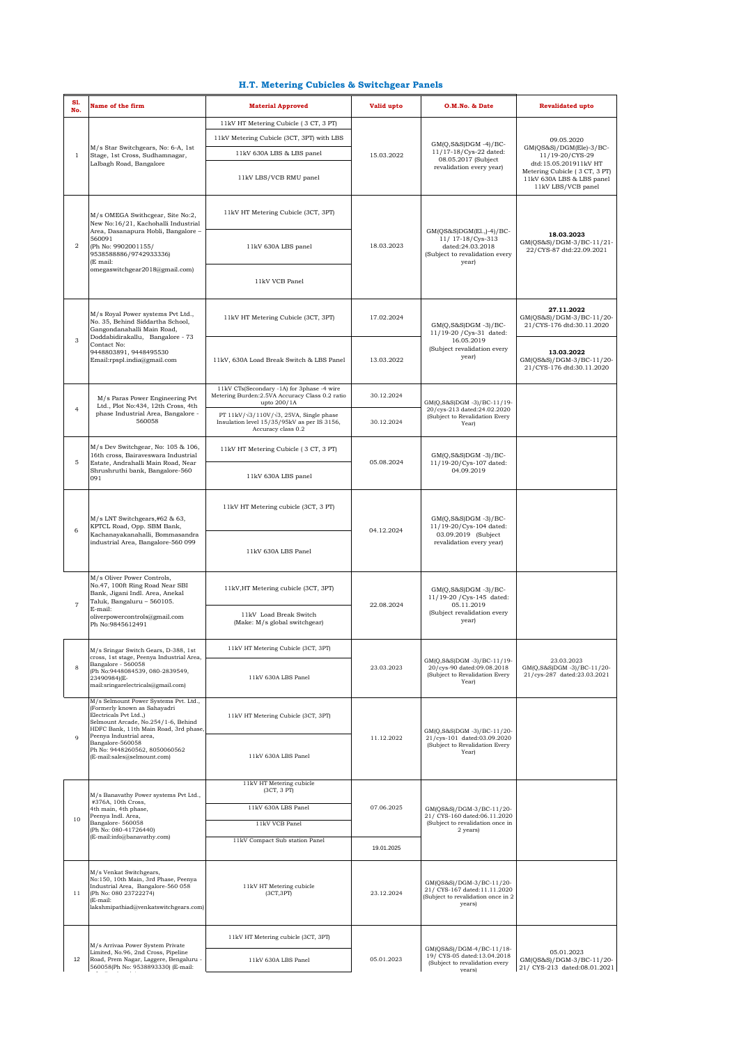## H.T. Metering Cubicles & Switchgear Panels

| Sl. No. | Name of the firm | Material Approved | Valid upto | O.M.No. & Date | Revalidated upto |
|---|---|---|---|---|---|
| 1 | M/s Star Switchgears, No: 6-A, 1st Stage, 1st Cross, Sudhamnagar, Lalbagh Road, Bangalore | 11kV HT Metering Cubicle ( 3 CT, 3 PT)<br>11kV Metering Cubicle (3CT, 3PT) with LBS<br>11kV 630A LBS & LBS panel<br>11kV LBS/VCB RMU panel | 15.03.2022 | GM(Q,S&S)DGM -4)/BC-11/17-18/Cys-22 dated: 08.05.2017 (Subject revalidation every year) | 09.05.2020 GM(QS&S)/DGM(Ele)-3/BC-11/19-20/CYS-29 dtd:15.05.201911kV HT Metering Cubicle ( 3 CT, 3 PT) 11kV 630A LBS & LBS panel 11kV LBS/VCB panel |
| 2 | M/s OMEGA Swithcgear, Site No:2, New No:16/21, Kachohalli Industrial Area, Dasanapura Hobli, Bangalore – 560091 (Ph No: 9902001155/ 9538588886/9742933336) (E mail: omegaswitchgear2018@gmail.com) | 11kV HT Metering Cubicle (3CT, 3PT)<br>11kV 630A LBS panel<br>11kV VCB Panel | 18.03.2023 | GM(QS&S)DGM(El.,)-4)/BC-11/ 17-18/Cys-313 dated:24.03.2018 (Subject to revalidation every year) | **18.03.2023** GM(QS&S)/DGM-3/BC-11/21-22/CYS-87 dtd:22.09.2021 |
| 3 | M/s Royal Power systems Pvt Ltd., No. 35, Behind Siddartha School, Gangondanahalli Main Road, Doddabidirakallu, Bangalore - 73 Contact No: 9448803891, 9448495530 Email:rpspl.india@gmail.com | 11kV HT Metering Cubicle (3CT, 3PT) | 17.02.2024 | GM(Q,S&S)DGM -3)/BC-11/19-20 /Cys-31 dated: 16.05.2019 (Subject revalidation every year) | **27.11.2022** GM(QS&S)/DGM-3/BC-11/20-21/CYS-176 dtd:30.11.2020 |
| | | 11kV, 630A Load Break Switch & LBS Panel | 13.03.2022 | | **13.03.2022** GM(QS&S)/DGM-3/BC-11/20-21/CYS-176 dtd:30.11.2020 |
| 4 | M/s Paras Power Engineering Pvt Ltd., Plot No:434, 12th Cross, 4th phase Industrial Area, Bangalore - 560058 | 11kV CTs(Secondary -1A) for 3phase -4 wire Metering Burden:2.5VA Accuracy Class 0.2 ratio upto 200/1A | 30.12.2024 | GM(Q,S&S)DGM -3)/BC-11/19-20/cys-213 dated:24.02.2020 (Subject to Revalidation Every Year) | |
| | | PT 11kV/√3/110V/√3, 25VA, Single phase Insulation level 15/35/95kV as per IS 3156, Accuracy class 0.2 | 30.12.2024 | | |
| 5 | M/s Dev Switchgear, No: 105 & 106, 16th cross, Bairaveswara Industrial Estate, Andrahalli Main Road, Near Shrushruthi bank, Bangalore-560 091 | 11kV HT Metering Cubicle ( 3 CT, 3 PT)<br>11kV 630A LBS panel | 05.08.2024 | GM(Q,S&S)DGM -3)/BC-11/19-20/Cys-107 dated: 04.09.2019 | |
| 6 | M/s LNT Switchgears,#62 & 63, KPTCL Road, Opp. SBM Bank, Kachanayakanahalli, Bommasandra industrial Area, Bangalore-560 099 | 11kV HT Metering cubicle (3CT, 3 PT)<br>11kV 630A LBS Panel | 04.12.2024 | GM(Q,S&S)DGM -3)/BC-11/19-20/Cys-104 dated: 03.09.2019 (Subject revalidation every year) | |
| 7 | M/s Oliver Power Controls, No.47, 100ft Ring Road Near SBI Bank, Jigani Indl. Area, Anekal Taluk, Bangaluru – 560105. E-mail: oliverpowercontrols@gmail.com Ph No:9845612491 | 11kV,HT Metering cubicle (3CT, 3PT)<br>11kV Load Break Switch (Make: M/s global switchgear) | 22.08.2024 | GM(Q,S&S)DGM -3)/BC-11/19-20 /Cys-145 dated: 05.11.2019 (Subject revalidation every year) | |
| 8 | M/s Sringar Switch Gears, D-388, 1st cross, 1st stage, Peenya Industrial Area, Bangalore - 560058 (Ph No:9448084539, 080-2839549, 23490984)(E-mail:sringarelectricals@gmail.com) | 11kV HT Metering Cubicle (3CT, 3PT)<br>11kV 630A LBS Panel | 23.03.2023 | GM(Q,S&S)DGM -3)/BC-11/19-20/cys-90 dated:09.08.2018 (Subject to Revalidation Every Year) | 23.03.2023 GM(Q,S&S)DGM -3)/BC-11/20-21/cys-287 dated:23.03.2021 |
| 9 | M/s Selmount Power Systems Pvt. Ltd., (Formerly known as Sahayadri Electricals Pvt Ltd.,) Selmount Arcade, No.254/1-6, Behind HDFC Bank, 11th Main Road, 3rd phase, Peenya Industrial area, Bangalore-560058 Ph No: 9448260562, 8050060562 (E-mail:sales@selmount.com) | 11kV HT Metering Cubicle (3CT, 3PT)<br>11kV 630A LBS Panel | 11.12.2022 | GM(Q,S&S)DGM -3)/BC-11/20-21/cys-101 dated:03.09.2020 (Subject to Revalidation Every Year) | |
| 10 | M/s Banavathy Power systems Pvt Ltd., #376A, 10th Cross, 4th main, 4th phase, Peenya Indl. Area, Bangalore- 560058 (Ph No: 080-41726440) (E-mail:info@banavathy.com) | 11kV HT Metering cubicle (3CT, 3 PT)<br>11kV 630A LBS Panel<br>11kV VCB Panel | 07.06.2025 | GM(QS&S)/DGM-3/BC-11/20-21/ CYS-160 dated:06.11.2020 (Subject to revalidation once in 2 years) | |
| | | 11kV Compact Sub station Panel | 19.01.2025 | | |
| 11 | M/s Venkat Switchgears, No:150, 10th Main, 3rd Phase, Peenya Industrial Area, Bangalore-560 058 (Ph No: 080 23722274) (E-mail: lakshmipathiad@venkatswitchgears.com) | 11kV HT Metering cubicle (3CT,3PT) | 23.12.2024 | GM(QS&S)/DGM-3/BC-11/20-21/ CYS-167 dated:11.11.2020 (Subject to revalidation once in 2 years) | |
| 12 | M/s Arrivaa Power System Private Limited, No.96, 2nd Cross, Pipeline Road, Prem Nagar, Laggere, Bengaluru - 560058(Ph No: 9538893330) (E-mail: | 11kV HT Metering cubicle (3CT, 3PT)<br>11kV 630A LBS Panel | 05.01.2023 | GM(QS&S)/DGM-4/BC-11/18-19/ CYS-05 dated:13.04.2018 (Subject to revalidation every years) | 05.01.2023 GM(QS&S)/DGM-3/BC-11/20-21/ CYS-213 dated:08.01.2021 |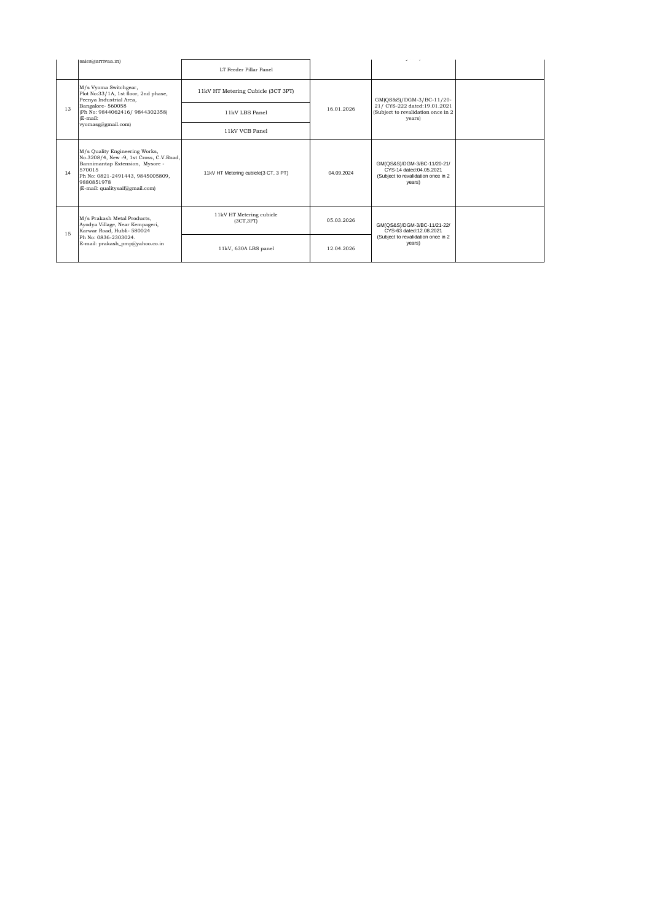| | | | | | |
|---|---|---|---|---|---|
| | sales@arrivaa.in) | LT Feeder Pillar Panel | | | |
| 13 | M/s Vyoma Switchgear, Plot No:33/1A, 1st floor, 2nd phase, Peenya Industrial Area, Bangalore- 560058 (Ph No: 9844062416/ 9844302358) (E-mail: vyomasg@gmail.com) | 11kV HT Metering Cubicle (3CT 3PT) | 16.01.2026 | GM(QS&S)/DGM-3/BC-11/20-21/ CYS-222 dated:19.01.2021 (Subject to revalidation once in 2 years) | |
| | | 11kV LBS Panel | | | |
| | | 11kV VCB Panel | | | |
| 14 | M/s Quality Engineering Works, No.3208/4, New -9, 1st Cross, C.V.Road, Bannimantap Extension, Mysore - 570015 Ph No: 0821-2491443, 9845005809, 9880851978 (E-mail: qualitysaif@gmail.com) | 11kV HT Metering cubicle(3 CT, 3 PT) | 04.09.2024 | GM(QS&S)/DGM-3/BC-11/20-21/ CYS-14 dated:04.05.2021 (Subject to revalidation once in 2 years) | |
| 15 | M/s Prakash Metal Products, Ayodya Village, Near Kempageri, Karwar Road, Hubli- 580024 Ph No: 0836-2303024. E-mail: prakash_pmp@yahoo.co.in | 11kV HT Metering cubicle (3CT,3PT) | 05.03.2026 | GM(QS&S)/DGM-3/BC-11/21-22/ CYS-63 dated:12.08.2021 (Subject to revalidation once in 2 years) | |
| | | 11kV, 630A LBS panel | 12.04.2026 | | |